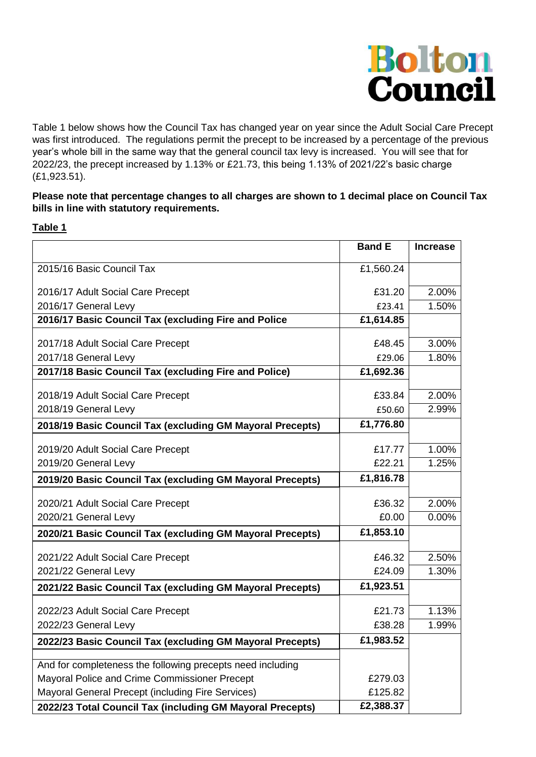# Bolton Council

Table 1 below shows how the Council Tax has changed year on year since the Adult Social Care Precept was first introduced. The regulations permit the precept to be increased by a percentage of the previous year's whole bill in the same way that the general council tax levy is increased. You will see that for 2022/23, the precept increased by 1.13% or £21.73, this being 1.13% of 2021/22's basic charge (£1,923.51).

**Please note that percentage changes to all charges are shown to 1 decimal place on Council Tax bills in line with statutory requirements.**

**Table 1**

| | **Band E** | **Increase** |
|---|---|---|
| 2015/16 Basic Council Tax | £1,560.24 | |
| 2016/17 Adult Social Care Precept | £31.20 | 2.00% |
| 2016/17 General Levy | £23.41 | 1.50% |
| **2016/17 Basic Council Tax (excluding Fire and Police** | **£1,614.85** | |
| 2017/18 Adult Social Care Precept | £48.45 | 3.00% |
| 2017/18 General Levy | £29.06 | 1.80% |
| **2017/18 Basic Council Tax (excluding Fire and Police)** | **£1,692.36** | |
| 2018/19 Adult Social Care Precept | £33.84 | 2.00% |
| 2018/19 General Levy | £50.60 | 2.99% |
| **2018/19 Basic Council Tax (excluding GM Mayoral Precepts)** | **£1,776.80** | |
| 2019/20 Adult Social Care Precept | £17.77 | 1.00% |
| 2019/20 General Levy | £22.21 | 1.25% |
| **2019/20 Basic Council Tax (excluding GM Mayoral Precepts)** | **£1,816.78** | |
| 2020/21 Adult Social Care Precept | £36.32 | 2.00% |
| 2020/21 General Levy | £0.00 | 0.00% |
| **2020/21 Basic Council Tax (excluding GM Mayoral Precepts)** | **£1,853.10** | |
| 2021/22 Adult Social Care Precept | £46.32 | 2.50% |
| 2021/22 General Levy | £24.09 | 1.30% |
| **2021/22 Basic Council Tax (excluding GM Mayoral Precepts)** | **£1,923.51** | |
| 2022/23 Adult Social Care Precept | £21.73 | 1.13% |
| 2022/23 General Levy | £38.28 | 1.99% |
| **2022/23 Basic Council Tax (excluding GM Mayoral Precepts)** | **£1,983.52** | |
| And for completeness the following precepts need including | | |
| Mayoral Police and Crime Commissioner Precept | £279.03 | |
| Mayoral General Precept (including Fire Services) | £125.82 | |
| **2022/23 Total Council Tax (including GM Mayoral Precepts)** | **£2,388.37** | |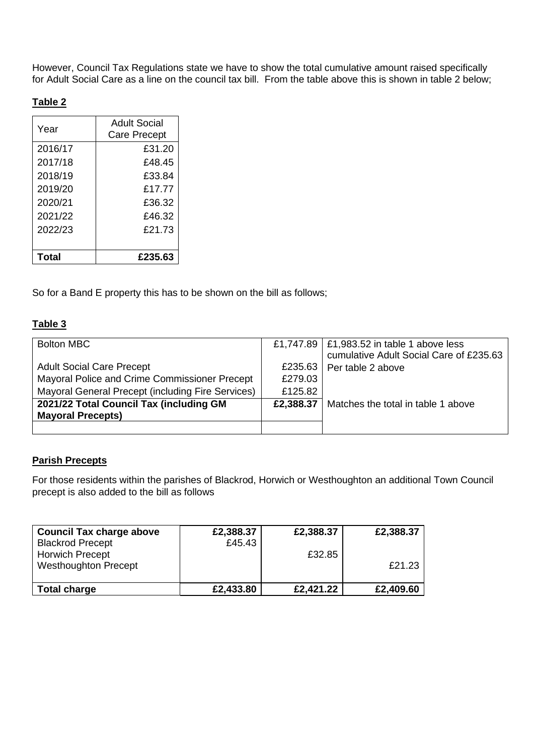However, Council Tax Regulations state we have to show the total cumulative amount raised specifically for Adult Social Care as a line on the council tax bill. From the table above this is shown in table 2 below;

**Table 2**

| Year | Adult Social Care Precept |
|---|---|
| 2016/17 | £31.20 |
| 2017/18 | £48.45 |
| 2018/19 | £33.84 |
| 2019/20 | £17.77 |
| 2020/21 | £36.32 |
| 2021/22 | £46.32 |
| 2022/23 | £21.73 |
| **Total** | **£235.63** |

So for a Band E property this has to be shown on the bill as follows;

**Table 3**

| | | |
|---|---|---|
| Bolton MBC | £1,747.89 | £1,983.52 in table 1 above less cumulative Adult Social Care of £235.63 |
| Adult Social Care Precept | £235.63 | Per table 2 above |
| Mayoral Police and Crime Commissioner Precept | £279.03 | |
| Mayoral General Precept (including Fire Services) | £125.82 | |
| **2021/22 Total Council Tax (including GM Mayoral Precepts)** | **£2,388.37** | Matches the total in table 1 above |
| | | |

**Parish Precepts**

For those residents within the parishes of Blackrod, Horwich or Westhoughton an additional Town Council precept is also added to the bill as follows

| | | | |
|---|---|---|---|
| **Council Tax charge above** | **£2,388.37** | **£2,388.37** | **£2,388.37** |
| Blackrod Precept | £45.43 | | |
| Horwich Precept | | £32.85 | |
| Westhoughton Precept | | | £21.23 |
| **Total charge** | **£2,433.80** | **£2,421.22** | **£2,409.60** |